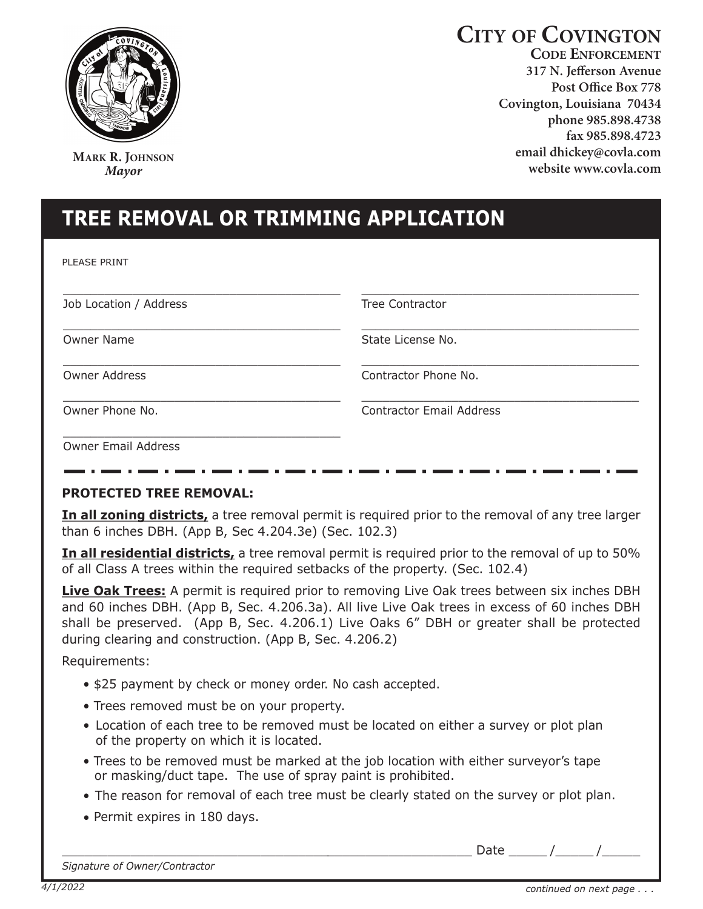# CITY OF COVINGTON

**CODE ENFORCEMENT**
317 N. Jefferson Avenue
Post Office Box 778
Covington, Louisiana 70434
phone 985.898.4738
fax 985.898.4723
email dhickey@covla.com
website www.covla.com

**MARK R. JOHNSON**
*Mayor*

## TREE REMOVAL OR TRIMMING APPLICATION

PLEASE PRINT

| | |
|---|---|
| Job Location / Address: ______________________ | Tree Contractor: ______________________ |
| Owner Name: ______________________ | State License No.: ______________________ |
| Owner Address: ______________________ | Contractor Phone No.: ______________________ |
| Owner Phone No.: ______________________ | Contractor Email Address: ______________________ |
| Owner Email Address: ______________________ | |

---

**PROTECTED TREE REMOVAL:**

**In all zoning districts,** a tree removal permit is required prior to the removal of any tree larger than 6 inches DBH. (App B, Sec 4.204.3e) (Sec. 102.3)

**In all residential districts,** a tree removal permit is required prior to the removal of up to 50% of all Class A trees within the required setbacks of the property. (Sec. 102.4)

**Live Oak Trees:** A permit is required prior to removing Live Oak trees between six inches DBH and 60 inches DBH. (App B, Sec. 4.206.3a). All live Live Oak trees in excess of 60 inches DBH shall be preserved. (App B, Sec. 4.206.1) Live Oaks 6" DBH or greater shall be protected during clearing and construction. (App B, Sec. 4.206.2)

Requirements:

- $25 payment by check or money order. No cash accepted.
- Trees removed must be on your property.
- Location of each tree to be removed must be located on either a survey or plot plan of the property on which it is located.
- Trees to be removed must be marked at the job location with either surveyor's tape or masking/duct tape. The use of spray paint is prohibited.
- The reason for removal of each tree must be clearly stated on the survey or plot plan.
- Permit expires in 180 days.

______________________________________________ Date _____ /_____ /_____

*Signature of Owner/Contractor*

4/1/2022

*continued on next page . . .*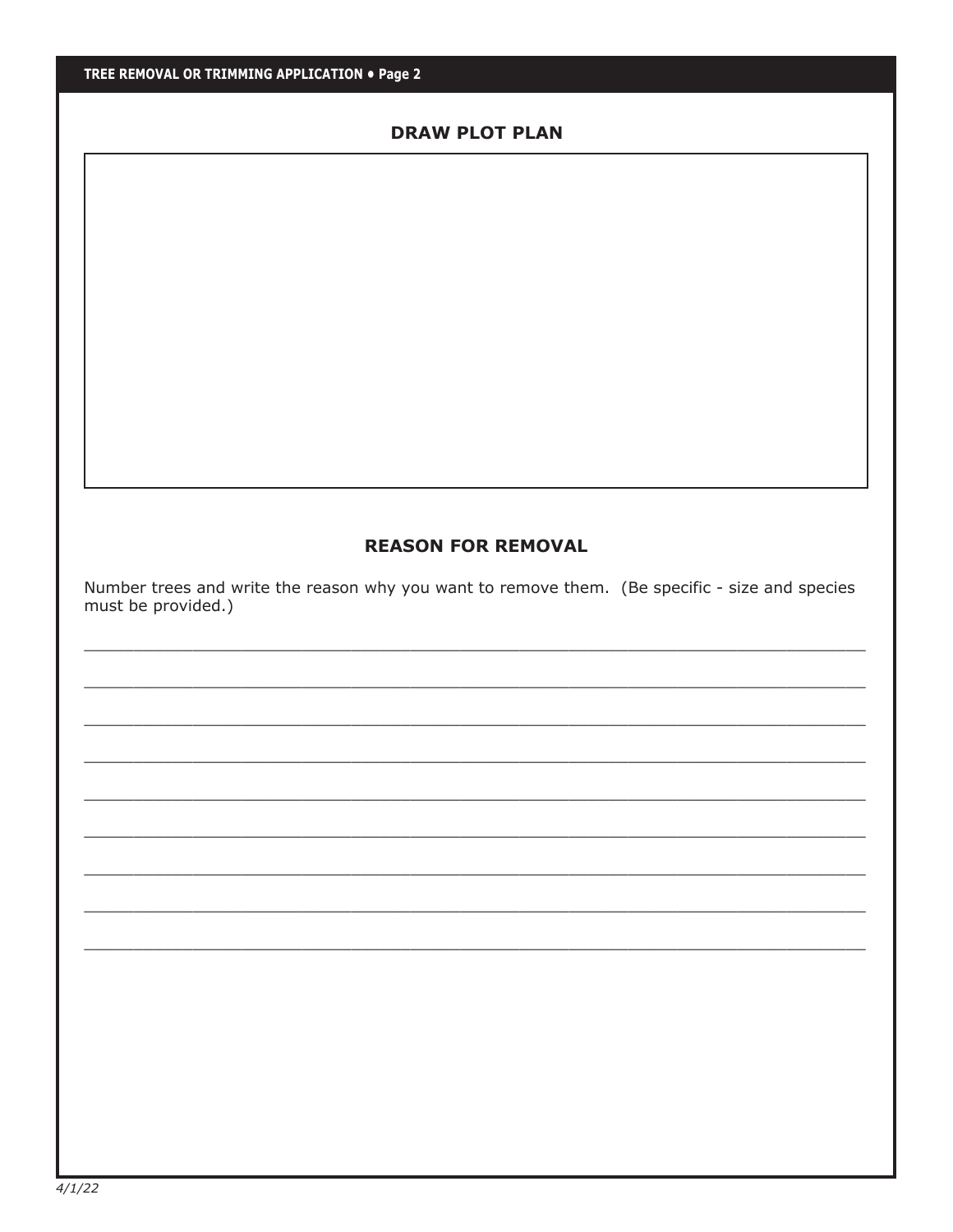## DRAW PLOT PLAN

## REASON FOR REMOVAL

Number trees and write the reason why you want to remove them. (Be specific - size and species must be provided.)

\_\_\_\_\_\_\_\_\_\_\_\_\_\_\_\_\_\_\_\_\_\_\_\_\_\_\_\_\_\_\_\_\_\_\_\_\_\_\_\_\_\_\_\_\_\_\_\_\_\_\_\_\_\_\_\_\_\_\_\_\_\_\_\_\_\_\_\_\_\_\_\_\_\_\_\_\_\_

\_\_\_\_\_\_\_\_\_\_\_\_\_\_\_\_\_\_\_\_\_\_\_\_\_\_\_\_\_\_\_\_\_\_\_\_\_\_\_\_\_\_\_\_\_\_\_\_\_\_\_\_\_\_\_\_\_\_\_\_\_\_\_\_\_\_\_\_\_\_\_\_\_\_\_\_\_\_

\_\_\_\_\_\_\_\_\_\_\_\_\_\_\_\_\_\_\_\_\_\_\_\_\_\_\_\_\_\_\_\_\_\_\_\_\_\_\_\_\_\_\_\_\_\_\_\_\_\_\_\_\_\_\_\_\_\_\_\_\_\_\_\_\_\_\_\_\_\_\_\_\_\_\_\_\_\_

\_\_\_\_\_\_\_\_\_\_\_\_\_\_\_\_\_\_\_\_\_\_\_\_\_\_\_\_\_\_\_\_\_\_\_\_\_\_\_\_\_\_\_\_\_\_\_\_\_\_\_\_\_\_\_\_\_\_\_\_\_\_\_\_\_\_\_\_\_\_\_\_\_\_\_\_\_\_

\_\_\_\_\_\_\_\_\_\_\_\_\_\_\_\_\_\_\_\_\_\_\_\_\_\_\_\_\_\_\_\_\_\_\_\_\_\_\_\_\_\_\_\_\_\_\_\_\_\_\_\_\_\_\_\_\_\_\_\_\_\_\_\_\_\_\_\_\_\_\_\_\_\_\_\_\_\_

\_\_\_\_\_\_\_\_\_\_\_\_\_\_\_\_\_\_\_\_\_\_\_\_\_\_\_\_\_\_\_\_\_\_\_\_\_\_\_\_\_\_\_\_\_\_\_\_\_\_\_\_\_\_\_\_\_\_\_\_\_\_\_\_\_\_\_\_\_\_\_\_\_\_\_\_\_\_

\_\_\_\_\_\_\_\_\_\_\_\_\_\_\_\_\_\_\_\_\_\_\_\_\_\_\_\_\_\_\_\_\_\_\_\_\_\_\_\_\_\_\_\_\_\_\_\_\_\_\_\_\_\_\_\_\_\_\_\_\_\_\_\_\_\_\_\_\_\_\_\_\_\_\_\_\_\_

\_\_\_\_\_\_\_\_\_\_\_\_\_\_\_\_\_\_\_\_\_\_\_\_\_\_\_\_\_\_\_\_\_\_\_\_\_\_\_\_\_\_\_\_\_\_\_\_\_\_\_\_\_\_\_\_\_\_\_\_\_\_\_\_\_\_\_\_\_\_\_\_\_\_\_\_\_\_

\_\_\_\_\_\_\_\_\_\_\_\_\_\_\_\_\_\_\_\_\_\_\_\_\_\_\_\_\_\_\_\_\_\_\_\_\_\_\_\_\_\_\_\_\_\_\_\_\_\_\_\_\_\_\_\_\_\_\_\_\_\_\_\_\_\_\_\_\_\_\_\_\_\_\_\_\_\_

*4/1/22*